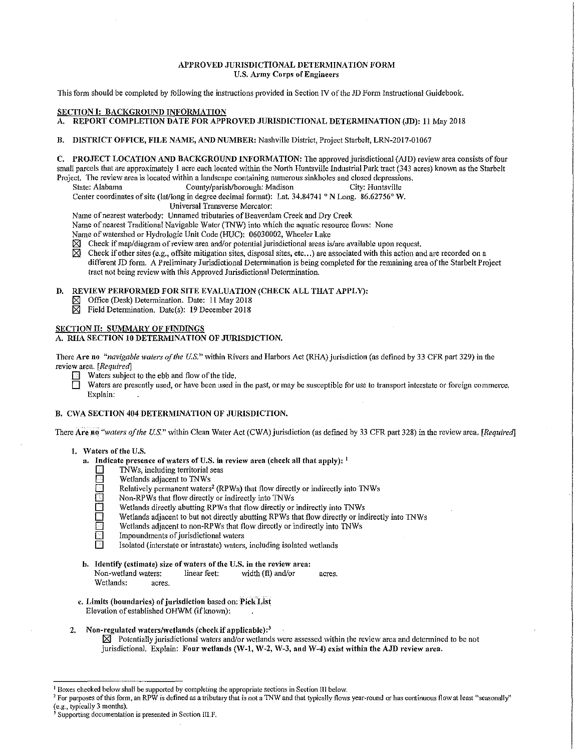# APPROVED JURISDICTIONAL DETERMINATION FORM
## U.S. Army Corps of Engineers

This form should be completed by following the instructions provided in Section IV of the JD Form Instructional Guidebook.

## SECTION I: BACKGROUND INFORMATION

**A. REPORT COMPLETION DATE FOR APPROVED JURISDICTIONAL DETERMINATION (JD):** 11 May 2018

**B. DISTRICT OFFICE, FILE NAME, AND NUMBER:** Nashville District, Project Starbelt, LRN-2017-01067

**C. PROJECT LOCATION AND BACKGROUND INFORMATION:** The approved jurisdictional (AJD) review area consists of four small parcels that are approximately 1 acre each located within the North Huntsville Industrial Park tract (343 acres) known as the Starbelt Project. The review area is located within a landscape containing numerous sinkholes and closed depressions.

State: Alabama County/parish/borough: Madison City: Huntsville

Center coordinates of site (lat/long in degree decimal format): Lat. 34.84741 ° N Long. 86.62756° W.

Universal Transverse Mercator:

Name of nearest waterbody: Unnamed tributaries of Beaverdam Creek and Dry Creek

Name of nearest Traditional Navigable Water (TNW) into which the aquatic resource flows: None

Name of watershed or Hydrologic Unit Code (HUC): 06030002, Wheeler Lake

- ☒ Check if map/diagram of review area and/or potential jurisdictional areas is/are available upon request.
- ☒ Check if other sites (e.g., offsite mitigation sites, disposal sites, etc...) are associated with this action and are recorded on a different JD form. A Preliminary Jurisdictional Determination is being completed for the remaining area of the Starbelt Project tract not being review with this Approved Jurisdictional Determination.

**D. REVIEW PERFORMED FOR SITE EVALUATION (CHECK ALL THAT APPLY):**

- ☒ Office (Desk) Determination. Date: 11 May 2018
- ☒ Field Determination. Date(s): 19 December 2018

## SECTION II: SUMMARY OF FINDINGS

### A. RHA SECTION 10 DETERMINATION OF JURISDICTION.

There **Are no** *"navigable waters of the U.S."* within Rivers and Harbors Act (RHA) jurisdiction (as defined by 33 CFR part 329) in the review area. *[Required]*

- ☐ Waters subject to the ebb and flow of the tide.
- ☐ Waters are presently used, or have been used in the past, or may be susceptible for use to transport interstate or foreign commerce. Explain:

### B. CWA SECTION 404 DETERMINATION OF JURISDICTION.

There **Are no** *"waters of the U.S."* within Clean Water Act (CWA) jurisdiction (as defined by 33 CFR part 328) in the review area. *[Required]*

**1. Waters of the U.S.**

**a. Indicate presence of waters of U.S. in review area (check all that apply):** [1]

- ☐ TNWs, including territorial seas
- ☐ Wetlands adjacent to TNWs
- ☐ Relatively permanent waters[2] (RPWs) that flow directly or indirectly into TNWs
- ☐ Non-RPWs that flow directly or indirectly into TNWs
- ☐ Wetlands directly abutting RPWs that flow directly or indirectly into TNWs
- ☐ Wetlands adjacent to but not directly abutting RPWs that flow directly or indirectly into TNWs
- ☐ Wetlands adjacent to non-RPWs that flow directly or indirectly into TNWs
- ☐ Impoundments of jurisdictional waters
- ☐ Isolated (interstate or intrastate) waters, including isolated wetlands

**b. Identify (estimate) size of waters of the U.S. in the review area:**

Non-wetland waters: linear feet: width (ft) and/or acres.

Wetlands: acres.

**c. Limits (boundaries) of jurisdiction based on: Pick List**

Elevation of established OHWM (if known):

**2. Non-regulated waters/wetlands (check if applicable):**[3]

☒ Potentially jurisdictional waters and/or wetlands were assessed within the review area and determined to be not jurisdictional. Explain: **Four wetlands (W-1, W-2, W-3, and W-4) exist within the AJD review area.**

---

[1] Boxes checked below shall be supported by completing the appropriate sections in Section III below.

[2] For purposes of this form, an RPW is defined as a tributary that is not a TNW and that typically flows year-round or has continuous flow at least "seasonally" (e.g., typically 3 months).

[3] Supporting documentation is presented in Section III.F.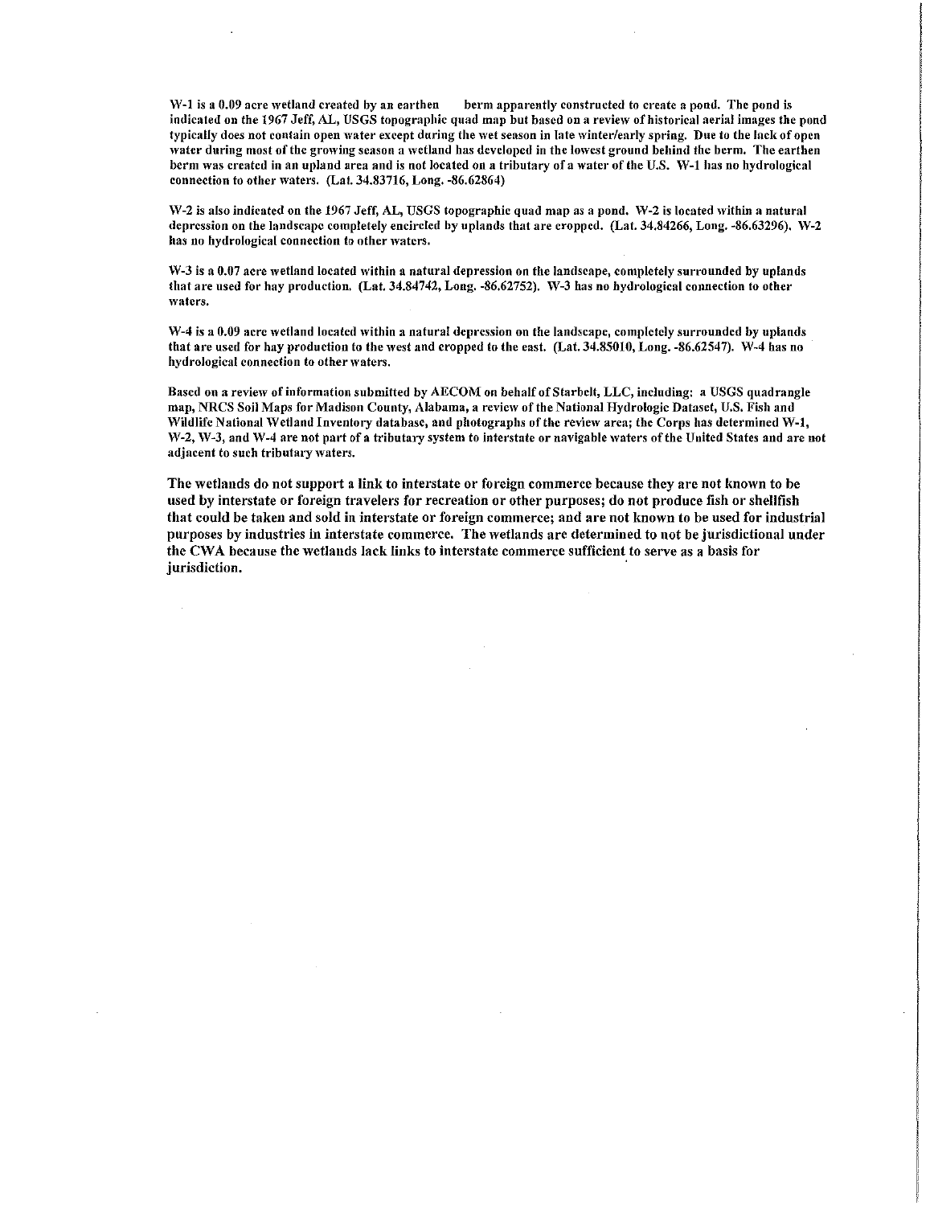W-1 is a 0.09 acre wetland created by an earthen berm apparently constructed to create a pond. The pond is indicated on the 1967 Jeff, AL, USGS topographic quad map but based on a review of historical aerial images the pond typically does not contain open water except during the wet season in late winter/early spring. Due to the lack of open water during most of the growing season a wetland has developed in the lowest ground behind the berm. The earthen berm was created in an upland area and is not located on a tributary of a water of the U.S. W-1 has no hydrological connection to other waters. (Lat. 34.83716, Long. -86.62864)

W-2 is also indicated on the 1967 Jeff, AL, USGS topographic quad map as a pond. W-2 is located within a natural depression on the landscape completely encircled by uplands that are cropped. (Lat. 34.84266, Long. -86.63296). W-2 has no hydrological connection to other waters.

W-3 is a 0.07 acre wetland located within a natural depression on the landscape, completely surrounded by uplands that are used for hay production. (Lat. 34.84742, Long. -86.62752). W-3 has no hydrological connection to other waters.

W-4 is a 0.09 acre wetland located within a natural depression on the landscape, completely surrounded by uplands that are used for hay production to the west and cropped to the east. (Lat. 34.85010, Long. -86.62547). W-4 has no hydrological connection to other waters.

Based on a review of information submitted by AECOM on behalf of Starbelt, LLC, including: a USGS quadrangle map, NRCS Soil Maps for Madison County, Alabama, a review of the National Hydrologic Dataset, U.S. Fish and Wildlife National Wetland Inventory database, and photographs of the review area; the Corps has determined W-1, W-2, W-3, and W-4 are not part of a tributary system to interstate or navigable waters of the United States and are not adjacent to such tributary waters.

**The wetlands do not support a link to interstate or foreign commerce because they are not known to be used by interstate or foreign travelers for recreation or other purposes; do not produce fish or shellfish that could be taken and sold in interstate or foreign commerce; and are not known to be used for industrial purposes by industries in interstate commerce. The wetlands are determined to not be jurisdictional under the CWA because the wetlands lack links to interstate commerce sufficient to serve as a basis for jurisdiction.**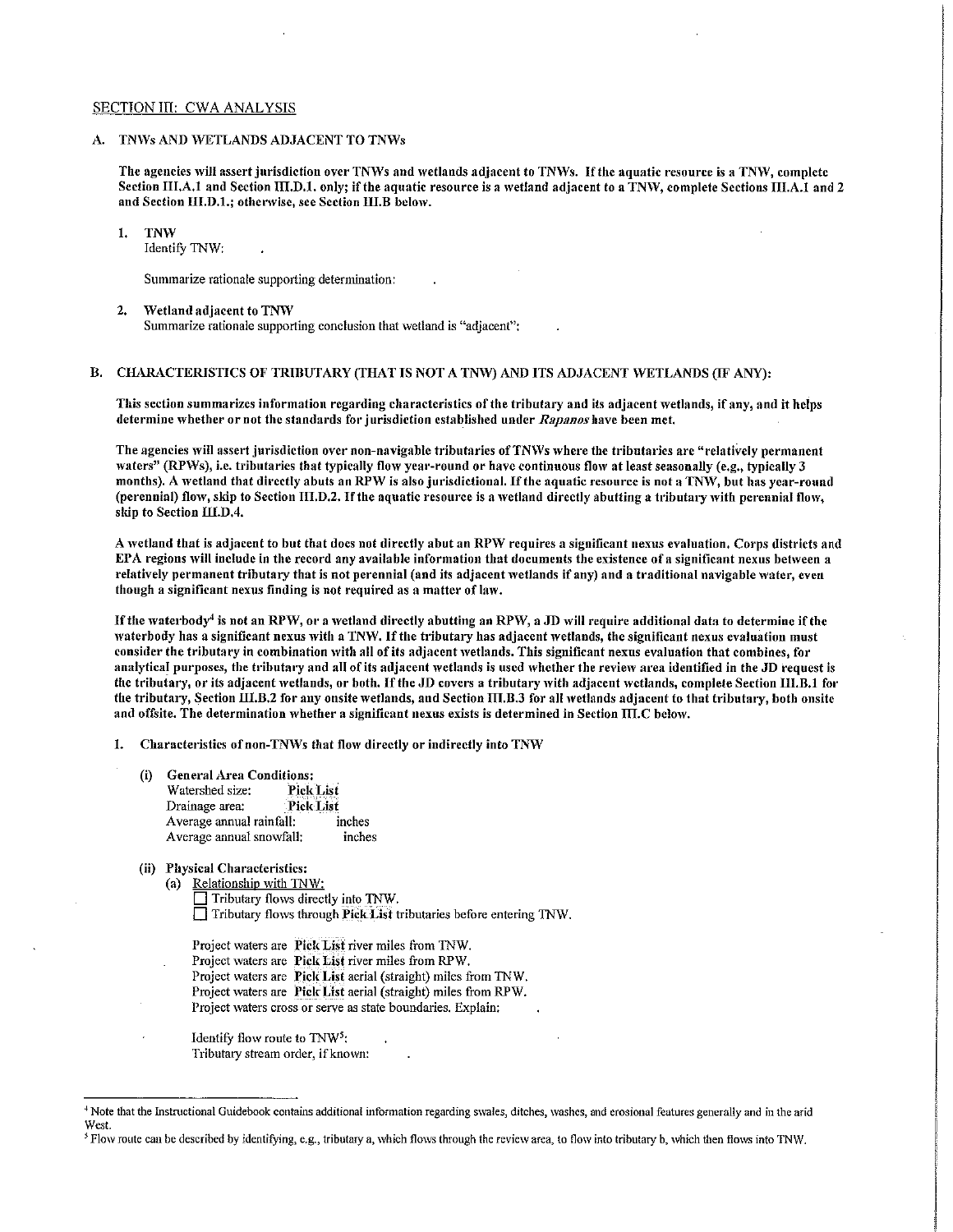## SECTION III: CWA ANALYSIS

### A. TNWs AND WETLANDS ADJACENT TO TNWs

**The agencies will assert jurisdiction over TNWs and wetlands adjacent to TNWs. If the aquatic resource is a TNW, complete Section III.A.1 and Section III.D.1. only; if the aquatic resource is a wetland adjacent to a TNW, complete Sections III.A.1 and 2 and Section III.D.1.; otherwise, see Section III.B below.**

1. **TNW**
   Identify TNW: .

   Summarize rationale supporting determination: .

2. **Wetland adjacent to TNW**
   Summarize rationale supporting conclusion that wetland is "adjacent": .

### B. CHARACTERISTICS OF TRIBUTARY (THAT IS NOT A TNW) AND ITS ADJACENT WETLANDS (IF ANY):

**This section summarizes information regarding characteristics of the tributary and its adjacent wetlands, if any, and it helps determine whether or not the standards for jurisdiction established under *Rapanos* have been met.**

**The agencies will assert jurisdiction over non-navigable tributaries of TNWs where the tributaries are "relatively permanent waters" (RPWs), i.e. tributaries that typically flow year-round or have continuous flow at least seasonally (e.g., typically 3 months). A wetland that directly abuts an RPW is also jurisdictional. If the aquatic resource is not a TNW, but has year-round (perennial) flow, skip to Section III.D.2. If the aquatic resource is a wetland directly abutting a tributary with perennial flow, skip to Section III.D.4.**

**A wetland that is adjacent to but that does not directly abut an RPW requires a significant nexus evaluation. Corps districts and EPA regions will include in the record any available information that documents the existence of a significant nexus between a relatively permanent tributary that is not perennial (and its adjacent wetlands if any) and a traditional navigable water, even though a significant nexus finding is not required as a matter of law.**

**If the waterbody[4] is not an RPW, or a wetland directly abutting an RPW, a JD will require additional data to determine if the waterbody has a significant nexus with a TNW. If the tributary has adjacent wetlands, the significant nexus evaluation must consider the tributary in combination with all of its adjacent wetlands. This significant nexus evaluation that combines, for analytical purposes, the tributary and all of its adjacent wetlands is used whether the review area identified in the JD request is the tributary, or its adjacent wetlands, or both. If the JD covers a tributary with adjacent wetlands, complete Section III.B.1 for the tributary, Section III.B.2 for any onsite wetlands, and Section III.B.3 for all wetlands adjacent to that tributary, both onsite and offsite. The determination whether a significant nexus exists is determined in Section III.C below.**

1. **Characteristics of non-TNWs that flow directly or indirectly into TNW**

   (i) **General Area Conditions:**
   Watershed size: Pick List
   Drainage area: Pick List
   Average annual rainfall: inches
   Average annual snowfall: inches

   (ii) **Physical Characteristics:**
   (a) Relationship with TNW:
   ☐ Tributary flows directly into TNW.
   ☐ Tributary flows through Pick List tributaries before entering TNW.

   Project waters are Pick List river miles from TNW.
   Project waters are Pick List river miles from RPW.
   Project waters are Pick List aerial (straight) miles from TNW.
   Project waters are Pick List aerial (straight) miles from RPW.
   Project waters cross or serve as state boundaries. Explain: .

   Identify flow route to TNW[5]: .
   Tributary stream order, if known: .

---

[4] Note that the Instructional Guidebook contains additional information regarding swales, ditches, washes, and erosional features generally and in the arid West.

[5] Flow route can be described by identifying, e.g., tributary a, which flows through the review area, to flow into tributary b, which then flows into TNW.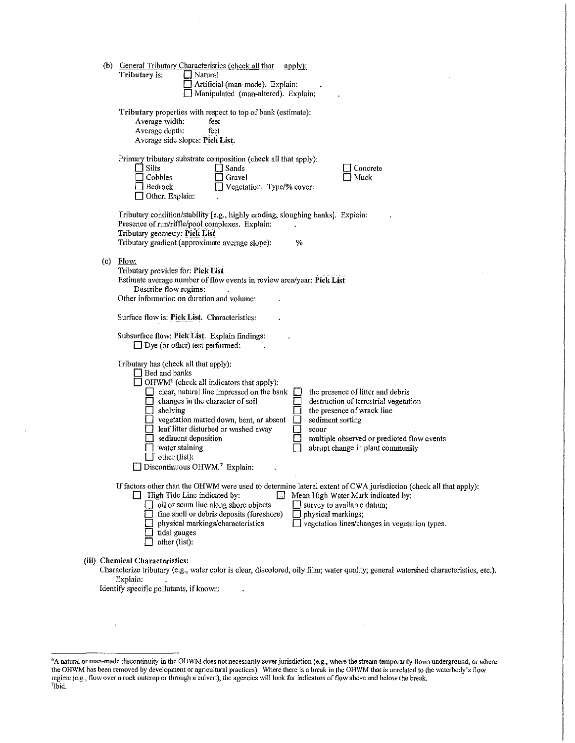(b) General Tributary Characteristics (check all that apply):

**Tributary** is:
- ☐ Natural
- ☐ Artificial (man-made). Explain: .
- ☐ Manipulated (man-altered). Explain: .

**Tributary** properties with respect to top of bank (estimate):

Average width: feet
Average depth: feet
Average side slopes: **Pick List.**

Primary tributary substrate composition (check all that apply):

- ☐ Silts
- ☐ Sands
- ☐ Concrete
- ☐ Cobbles
- ☐ Gravel
- ☐ Muck
- ☐ Bedrock
- ☐ Vegetation. Type/% cover:
- ☐ Other. Explain: .

Tributary condition/stability [e.g., highly eroding, sloughing banks]. Explain: .
Presence of run/riffle/pool complexes. Explain: .
Tributary geometry: **Pick List**
Tributary gradient (approximate average slope): %

(c) Flow:

Tributary provides for: **Pick List**
Estimate average number of flow events in review area/year: **Pick List**
Describe flow regime: .
Other information on duration and volume: .

Surface flow is: **Pick List.** Characteristics: .

Subsurface flow: **Pick List.** Explain findings: .
☐ Dye (or other) test performed: .

Tributary has (check all that apply):

- ☐ Bed and banks
- ☐ OHWM[6] (check all indicators that apply):
  - ☐ clear, natural line impressed on the bank
  - ☐ the presence of litter and debris
  - ☐ changes in the character of soil
  - ☐ destruction of terrestrial vegetation
  - ☐ shelving
  - ☐ the presence of wrack line
  - ☐ vegetation matted down, bent, or absent
  - ☐ sediment sorting
  - ☐ leaf litter disturbed or washed away
  - ☐ scour
  - ☐ sediment deposition
  - ☐ multiple observed or predicted flow events
  - ☐ water staining
  - ☐ abrupt change in plant community
  - ☐ other (list):
- ☐ Discontinuous OHWM.[7] Explain: .

If factors other than the OHWM were used to determine lateral extent of CWA jurisdiction (check all that apply):

- ☐ High Tide Line indicated by:
  - ☐ oil or scum line along shore objects
  - ☐ fine shell or debris deposits (foreshore)
  - ☐ physical markings/characteristics
  - ☐ tidal gauges
  - ☐ other (list):
- ☐ Mean High Water Mark indicated by:
  - ☐ survey to available datum;
  - ☐ physical markings;
  - ☐ vegetation lines/changes in vegetation types.

**(iii) Chemical Characteristics:**

Characterize tributary (e.g., water color is clear, discolored, oily film; water quality; general watershed characteristics, etc.).
Explain: .
Identify specific pollutants, if known: .

---

[6]A natural or man-made discontinuity in the OHWM does not necessarily sever jurisdiction (e.g., where the stream temporarily flows underground, or where the OHWM has been removed by development or agricultural practices). Where there is a break in the OHWM that is unrelated to the waterbody's flow regime (e.g., flow over a rock outcrop or through a culvert), the agencies will look for indicators of flow above and below the break.
[7]Ibid.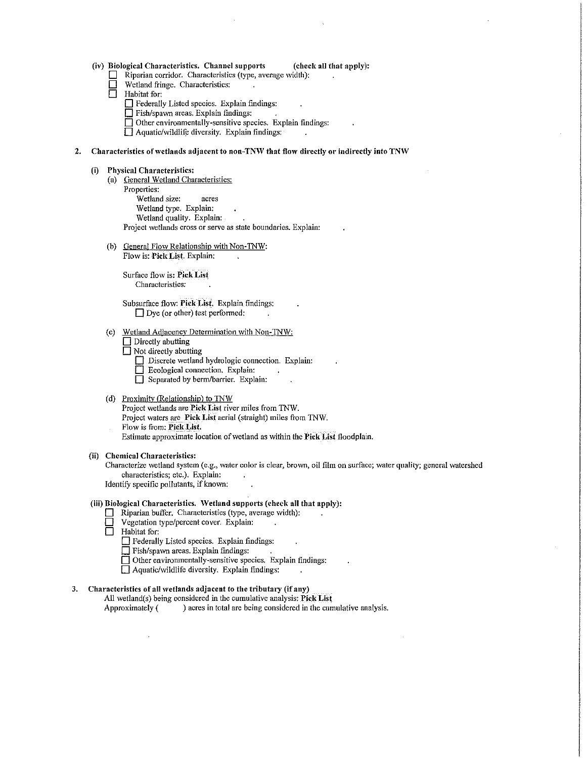(iv) **Biological Characteristics. Channel supports (check all that apply):**

- ☐ Riparian corridor. Characteristics (type, average width): .
- ☐ Wetland fringe. Characteristics: .
- ☐ Habitat for:
  - ☐ Federally Listed species. Explain findings: .
  - ☐ Fish/spawn areas. Explain findings: .
  - ☐ Other environmentally-sensitive species. Explain findings: .
  - ☐ Aquatic/wildlife diversity. Explain findings: .

**2. Characteristics of wetlands adjacent to non-TNW that flow directly or indirectly into TNW**

(i) **Physical Characteristics:**

(a) General Wetland Characteristics:

Properties:

Wetland size: acres

Wetland type. Explain: .

Wetland quality. Explain: .

Project wetlands cross or serve as state boundaries. Explain: .

(b) General Flow Relationship with Non-TNW:

Flow is: **Pick List**. Explain: .

Surface flow is: **Pick List**

Characteristics: .

Subsurface flow: **Pick List**. Explain findings: .

- ☐ Dye (or other) test performed: .

(c) Wetland Adjacency Determination with Non-TNW:

- ☐ Directly abutting
- ☐ Not directly abutting
  - ☐ Discrete wetland hydrologic connection. Explain: .
  - ☐ Ecological connection. Explain: .
  - ☐ Separated by berm/barrier. Explain: .

(d) Proximity (Relationship) to TNW

Project wetlands are **Pick List** river miles from TNW.

Project waters are **Pick List** aerial (straight) miles from TNW.

Flow is from: **Pick List.**

Estimate approximate location of wetland as within the **Pick List** floodplain.

(ii) **Chemical Characteristics:**

Characterize wetland system (e.g., water color is clear, brown, oil film on surface; water quality; general watershed characteristics; etc.). Explain: .

Identify specific pollutants, if known: .

(iii) **Biological Characteristics. Wetland supports (check all that apply):**

- ☐ Riparian buffer. Characteristics (type, average width): .
- ☐ Vegetation type/percent cover. Explain: .
- ☐ Habitat for:
  - ☐ Federally Listed species. Explain findings: .
  - ☐ Fish/spawn areas. Explain findings: .
  - ☐ Other environmentally-sensitive species. Explain findings: .
  - ☐ Aquatic/wildlife diversity. Explain findings: .

**3. Characteristics of all wetlands adjacent to the tributary (if any)**

All wetland(s) being considered in the cumulative analysis: **Pick List**

Approximately ( ) acres in total are being considered in the cumulative analysis.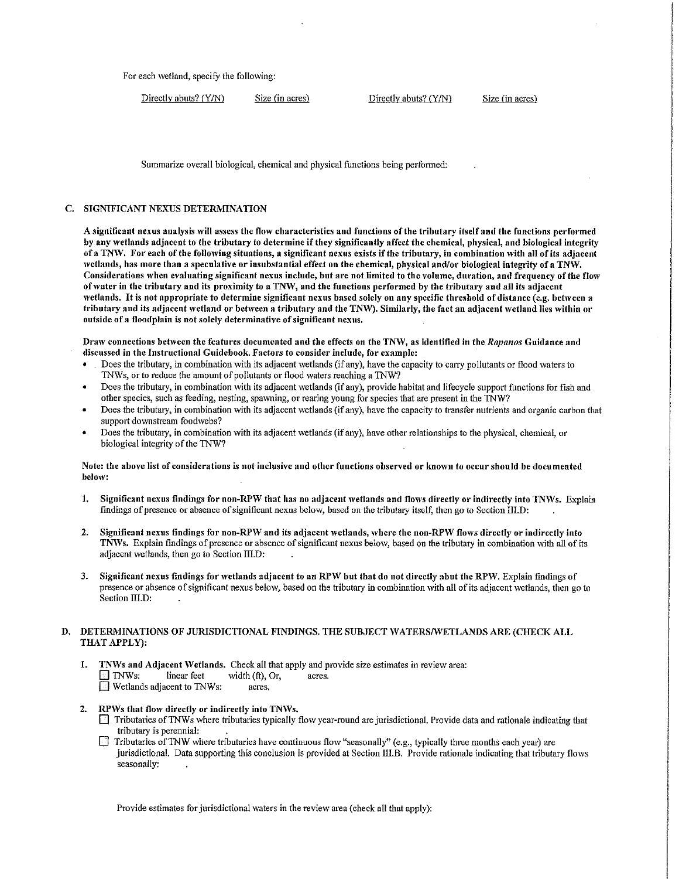For each wetland, specify the following:

| Directly abuts? (Y/N) | Size (in acres) | Directly abuts? (Y/N) | Size (in acres) |
|---|---|---|---|

Summarize overall biological, chemical and physical functions being performed: .

## C. SIGNIFICANT NEXUS DETERMINATION

**A significant nexus analysis will assess the flow characteristics and functions of the tributary itself and the functions performed by any wetlands adjacent to the tributary to determine if they significantly affect the chemical, physical, and biological integrity of a TNW. For each of the following situations, a significant nexus exists if the tributary, in combination with all of its adjacent wetlands, has more than a speculative or insubstantial effect on the chemical, physical and/or biological integrity of a TNW. Considerations when evaluating significant nexus include, but are not limited to the volume, duration, and frequency of the flow of water in the tributary and its proximity to a TNW, and the functions performed by the tributary and all its adjacent wetlands. It is not appropriate to determine significant nexus based solely on any specific threshold of distance (e.g. between a tributary and its adjacent wetland or between a tributary and the TNW). Similarly, the fact an adjacent wetland lies within or outside of a floodplain is not solely determinative of significant nexus.**

**Draw connections between the features documented and the effects on the TNW, as identified in the *Rapanos* Guidance and discussed in the Instructional Guidebook. Factors to consider include, for example:**

- Does the tributary, in combination with its adjacent wetlands (if any), have the capacity to carry pollutants or flood waters to TNWs, or to reduce the amount of pollutants or flood waters reaching a TNW?
- Does the tributary, in combination with its adjacent wetlands (if any), provide habitat and lifecycle support functions for fish and other species, such as feeding, nesting, spawning, or rearing young for species that are present in the TNW?
- Does the tributary, in combination with its adjacent wetlands (if any), have the capacity to transfer nutrients and organic carbon that support downstream foodwebs?
- Does the tributary, in combination with its adjacent wetlands (if any), have other relationships to the physical, chemical, or biological integrity of the TNW?

**Note: the above list of considerations is not inclusive and other functions observed or known to occur should be documented below:**

1. **Significant nexus findings for non-RPW that has no adjacent wetlands and flows directly or indirectly into TNWs.** Explain findings of presence or absence of significant nexus below, based on the tributary itself, then go to Section III.D: .

2. **Significant nexus findings for non-RPW and its adjacent wetlands, where the non-RPW flows directly or indirectly into TNWs.** Explain findings of presence or absence of significant nexus below, based on the tributary in combination with all of its adjacent wetlands, then go to Section III.D: .

3. **Significant nexus findings for wetlands adjacent to an RPW but that do not directly abut the RPW.** Explain findings of presence or absence of significant nexus below, based on the tributary in combination with all of its adjacent wetlands, then go to Section III.D: .

## D. DETERMINATIONS OF JURISDICTIONAL FINDINGS. THE SUBJECT WATERS/WETLANDS ARE (CHECK ALL THAT APPLY):

1. **TNWs and Adjacent Wetlands.** Check all that apply and provide size estimates in review area:
   - ☐ TNWs: linear feet width (ft), Or, acres.
   - ☐ Wetlands adjacent to TNWs: acres.

2. **RPWs that flow directly or indirectly into TNWs.**
   - ☐ Tributaries of TNWs where tributaries typically flow year-round are jurisdictional. Provide data and rationale indicating that tributary is perennial: .
   - ☐ Tributaries of TNW where tributaries have continuous flow "seasonally" (e.g., typically three months each year) are jurisdictional. Data supporting this conclusion is provided at Section III.B. Provide rationale indicating that tributary flows seasonally: .

   Provide estimates for jurisdictional waters in the review area (check all that apply):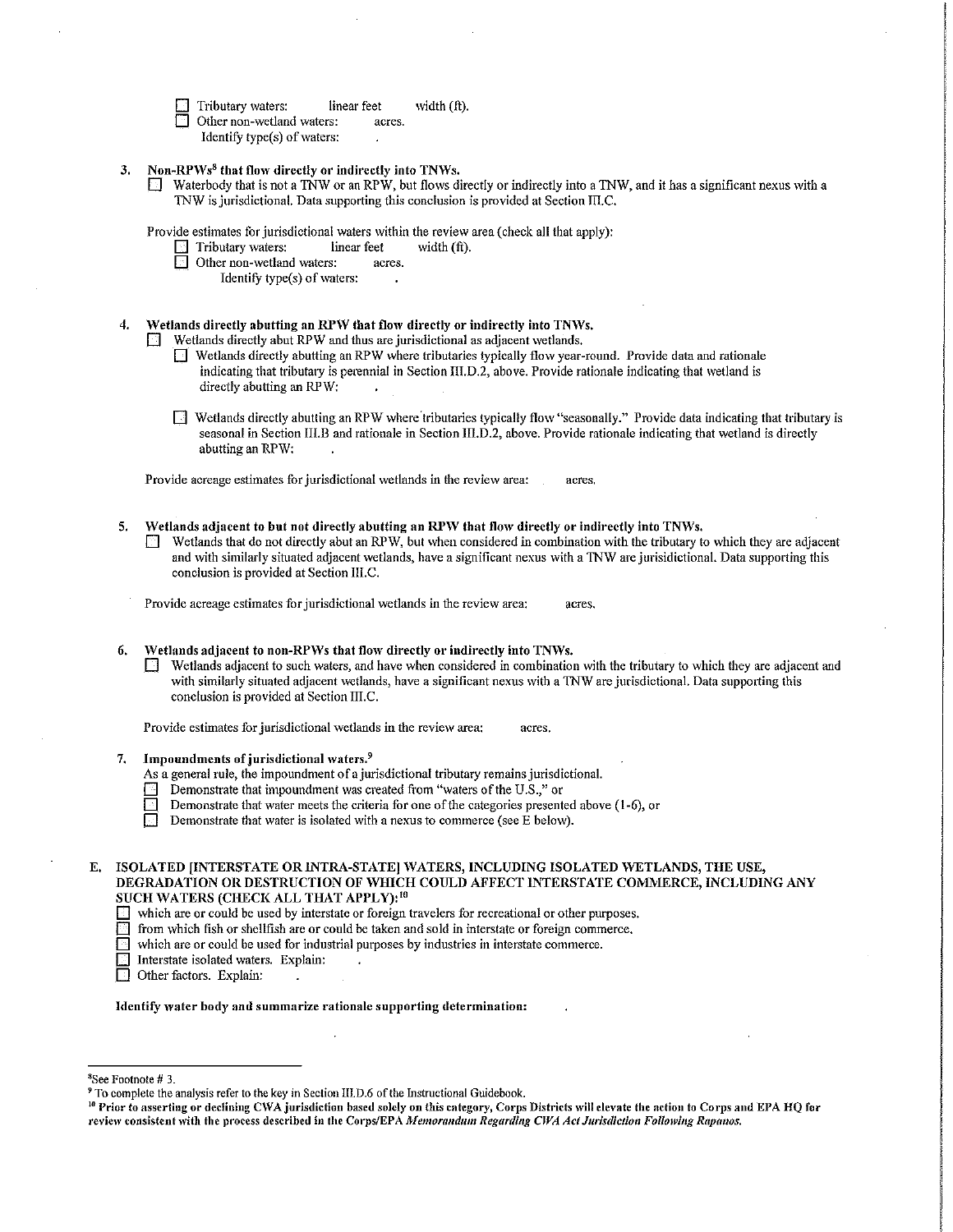☐ Tributary waters: linear feet width (ft).
☐ Other non-wetland waters: acres.
Identify type(s) of waters: .

**3. Non-RPWs[8] that flow directly or indirectly into TNWs.**

☐ Waterbody that is not a TNW or an RPW, but flows directly or indirectly into a TNW, and it has a significant nexus with a TNW is jurisdictional. Data supporting this conclusion is provided at Section III.C.

Provide estimates for jurisdictional waters within the review area (check all that apply):

☐ Tributary waters: linear feet width (ft).
☐ Other non-wetland waters: acres.
Identify type(s) of waters: .

**4. Wetlands directly abutting an RPW that flow directly or indirectly into TNWs.**

☐ Wetlands directly abut RPW and thus are jurisdictional as adjacent wetlands.

☐ Wetlands directly abutting an RPW where tributaries typically flow year-round. Provide data and rationale indicating that tributary is perennial in Section III.D.2, above. Provide rationale indicating that wetland is directly abutting an RPW: .

☐ Wetlands directly abutting an RPW where tributaries typically flow "seasonally." Provide data indicating that tributary is seasonal in Section III.B and rationale in Section III.D.2, above. Provide rationale indicating that wetland is directly abutting an RPW: .

Provide acreage estimates for jurisdictional wetlands in the review area: acres.

**5. Wetlands adjacent to but not directly abutting an RPW that flow directly or indirectly into TNWs.**

☐ Wetlands that do not directly abut an RPW, but when considered in combination with the tributary to which they are adjacent and with similarly situated adjacent wetlands, have a significant nexus with a TNW are jurisidictional. Data supporting this conclusion is provided at Section III.C.

Provide acreage estimates for jurisdictional wetlands in the review area: acres.

**6. Wetlands adjacent to non-RPWs that flow directly or indirectly into TNWs.**

☐ Wetlands adjacent to such waters, and have when considered in combination with the tributary to which they are adjacent and with similarly situated adjacent wetlands, have a significant nexus with a TNW are jurisdictional. Data supporting this conclusion is provided at Section III.C.

Provide estimates for jurisdictional wetlands in the review area: acres.

**7. Impoundments of jurisdictional waters.[9]**

As a general rule, the impoundment of a jurisdictional tributary remains jurisdictional.

☐ Demonstrate that impoundment was created from "waters of the U.S.," or
☐ Demonstrate that water meets the criteria for one of the categories presented above (1-6), or
☐ Demonstrate that water is isolated with a nexus to commerce (see E below).

**E. ISOLATED [INTERSTATE OR INTRA-STATE] WATERS, INCLUDING ISOLATED WETLANDS, THE USE, DEGRADATION OR DESTRUCTION OF WHICH COULD AFFECT INTERSTATE COMMERCE, INCLUDING ANY SUCH WATERS (CHECK ALL THAT APPLY):[10]**

☐ which are or could be used by interstate or foreign travelers for recreational or other purposes.
☐ from which fish or shellfish are or could be taken and sold in interstate or foreign commerce.
☐ which are or could be used for industrial purposes by industries in interstate commerce.
☐ Interstate isolated waters. Explain: .
☐ Other factors. Explain: .

**Identify water body and summarize rationale supporting determination:** .

---

[8] See Footnote # 3.

[9] To complete the analysis refer to the key in Section III.D.6 of the Instructional Guidebook.

[10] **Prior to asserting or declining CWA jurisdiction based solely on this category, Corps Districts will elevate the action to Corps and EPA HQ for review consistent with the process described in the Corps/EPA *Memorandum Regarding CWA Act Jurisdiction Following Rapanos.***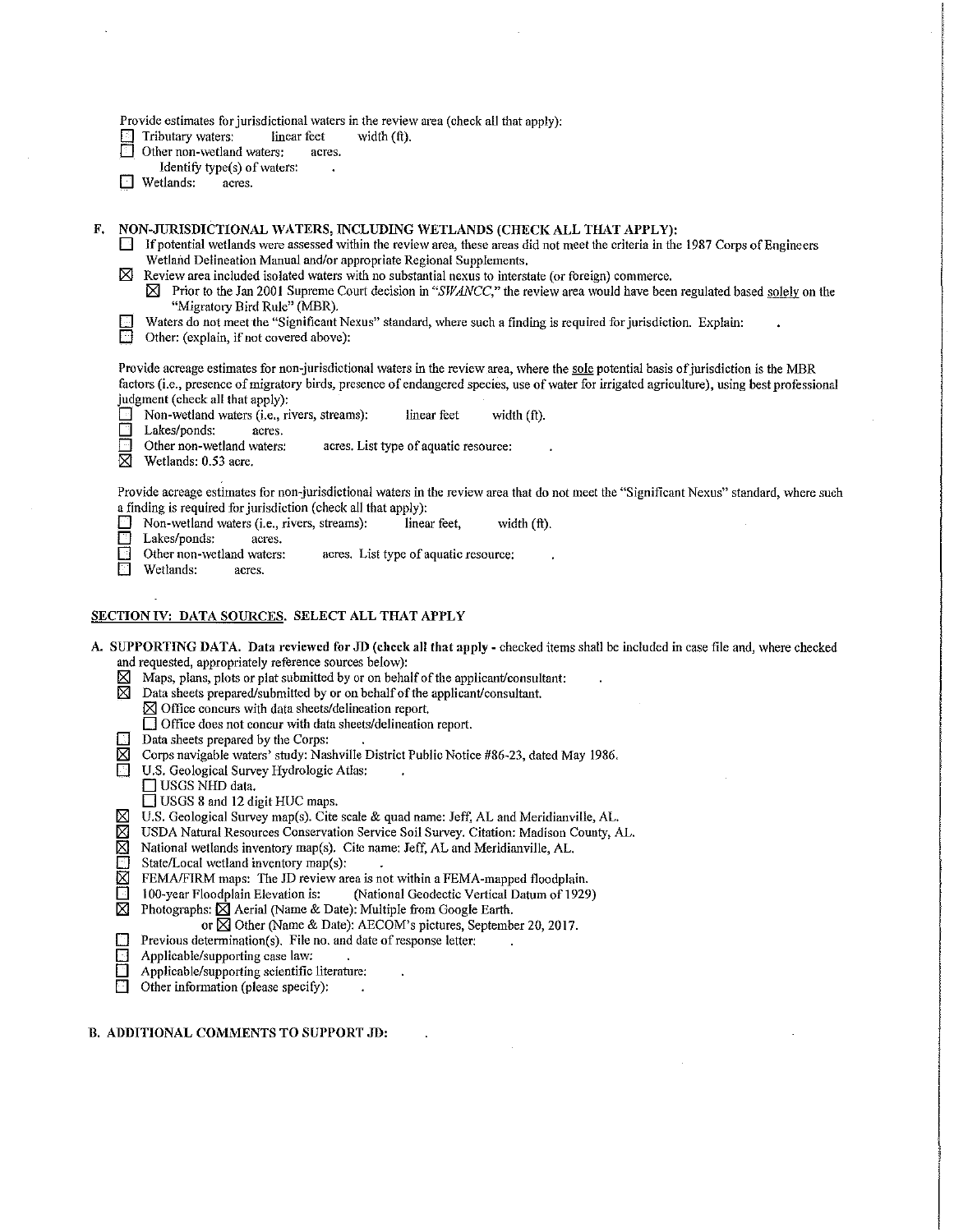Provide estimates for jurisdictional waters in the review area (check all that apply):

- ☐ Tributary waters: linear feet width (ft).
- ☐ Other non-wetland waters: acres.
  - Identify type(s) of waters: .
- ☐ Wetlands: acres.

**F. NON-JURISDICTIONAL WATERS, INCLUDING WETLANDS (CHECK ALL THAT APPLY):**

- ☐ If potential wetlands were assessed within the review area, these areas did not meet the criteria in the 1987 Corps of Engineers Wetland Delineation Manual and/or appropriate Regional Supplements.
- ☒ Review area included isolated waters with no substantial nexus to interstate (or foreign) commerce.
  - ☒ Prior to the Jan 2001 Supreme Court decision in "*SWANCC*," the review area would have been regulated based solely on the "Migratory Bird Rule" (MBR).
- ☐ Waters do not meet the "Significant Nexus" standard, where such a finding is required for jurisdiction. Explain: .
- ☐ Other: (explain, if not covered above):

Provide acreage estimates for non-jurisdictional waters in the review area, where the sole potential basis of jurisdiction is the MBR factors (i.e., presence of migratory birds, presence of endangered species, use of water for irrigated agriculture), using best professional judgment (check all that apply):

- ☐ Non-wetland waters (i.e., rivers, streams): linear feet width (ft).
- ☐ Lakes/ponds: acres.
- ☐ Other non-wetland waters: acres. List type of aquatic resource: .
- ☒ Wetlands: 0.53 acre.

Provide acreage estimates for non-jurisdictional waters in the review area that do not meet the "Significant Nexus" standard, where such a finding is required for jurisdiction (check all that apply):

- ☐ Non-wetland waters (i.e., rivers, streams): linear feet, width (ft).
- ☐ Lakes/ponds: acres.
- ☐ Other non-wetland waters: acres. List type of aquatic resource: .
- ☐ Wetlands: acres.

## SECTION IV: DATA SOURCES. SELECT ALL THAT APPLY

**A. SUPPORTING DATA. Data reviewed for JD (check all that apply -** checked items shall be included in case file and, where checked and requested, appropriately reference sources below):

- ☒ Maps, plans, plots or plat submitted by or on behalf of the applicant/consultant: .
- ☒ Data sheets prepared/submitted by or on behalf of the applicant/consultant.
  - ☒ Office concurs with data sheets/delineation report.
  - ☐ Office does not concur with data sheets/delineation report.
- ☐ Data sheets prepared by the Corps: .
- ☒ Corps navigable waters' study: Nashville District Public Notice #86-23, dated May 1986.
- ☐ U.S. Geological Survey Hydrologic Atlas: .
  - ☐ USGS NHD data.
  - ☐ USGS 8 and 12 digit HUC maps.
- ☒ U.S. Geological Survey map(s). Cite scale & quad name: Jeff, AL and Meridianville, AL.
- ☒ USDA Natural Resources Conservation Service Soil Survey. Citation: Madison County, AL.
- ☒ National wetlands inventory map(s). Cite name: Jeff, AL and Meridianville, AL.
- ☐ State/Local wetland inventory map(s): .
- ☒ FEMA/FIRM maps: The JD review area is not within a FEMA-mapped floodplain.
- ☐ 100-year Floodplain Elevation is: (National Geodectic Vertical Datum of 1929)
- ☒ Photographs: ☒ Aerial (Name & Date): Multiple from Google Earth.
  - or ☒ Other (Name & Date): AECOM's pictures, September 20, 2017.
- ☐ Previous determination(s). File no. and date of response letter: .
- ☐ Applicable/supporting case law: .
- ☐ Applicable/supporting scientific literature: .
- ☐ Other information (please specify): .

**B. ADDITIONAL COMMENTS TO SUPPORT JD:** .